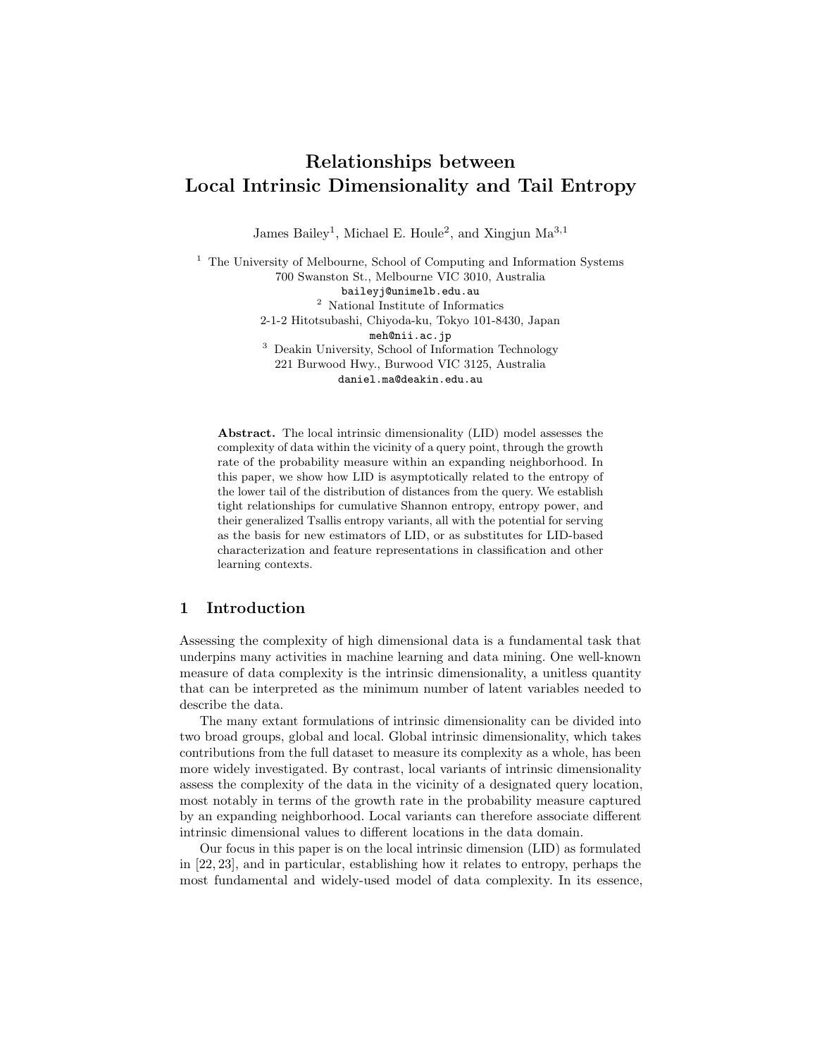# Relationships between Local Intrinsic Dimensionality and Tail Entropy

James Bailey[1], Michael E. Houle[2], and Xingjun Ma[3,1]

[1] The University of Melbourne, School of Computing and Information Systems
700 Swanston St., Melbourne VIC 3010, Australia
baileyj@unimelb.edu.au

[2] National Institute of Informatics
2-1-2 Hitotsubashi, Chiyoda-ku, Tokyo 101-8430, Japan
meh@nii.ac.jp

[3] Deakin University, School of Information Technology
221 Burwood Hwy., Burwood VIC 3125, Australia
daniel.ma@deakin.edu.au

**Abstract.** The local intrinsic dimensionality (LID) model assesses the complexity of data within the vicinity of a query point, through the growth rate of the probability measure within an expanding neighborhood. In this paper, we show how LID is asymptotically related to the entropy of the lower tail of the distribution of distances from the query. We establish tight relationships for cumulative Shannon entropy, entropy power, and their generalized Tsallis entropy variants, all with the potential for serving as the basis for new estimators of LID, or as substitutes for LID-based characterization and feature representations in classification and other learning contexts.

## 1 Introduction

Assessing the complexity of high dimensional data is a fundamental task that underpins many activities in machine learning and data mining. One well-known measure of data complexity is the intrinsic dimensionality, a unitless quantity that can be interpreted as the minimum number of latent variables needed to describe the data.

The many extant formulations of intrinsic dimensionality can be divided into two broad groups, global and local. Global intrinsic dimensionality, which takes contributions from the full dataset to measure its complexity as a whole, has been more widely investigated. By contrast, local variants of intrinsic dimensionality assess the complexity of the data in the vicinity of a designated query location, most notably in terms of the growth rate in the probability measure captured by an expanding neighborhood. Local variants can therefore associate different intrinsic dimensional values to different locations in the data domain.

Our focus in this paper is on the local intrinsic dimension (LID) as formulated in [22, 23], and in particular, establishing how it relates to entropy, perhaps the most fundamental and widely-used model of data complexity. In its essence,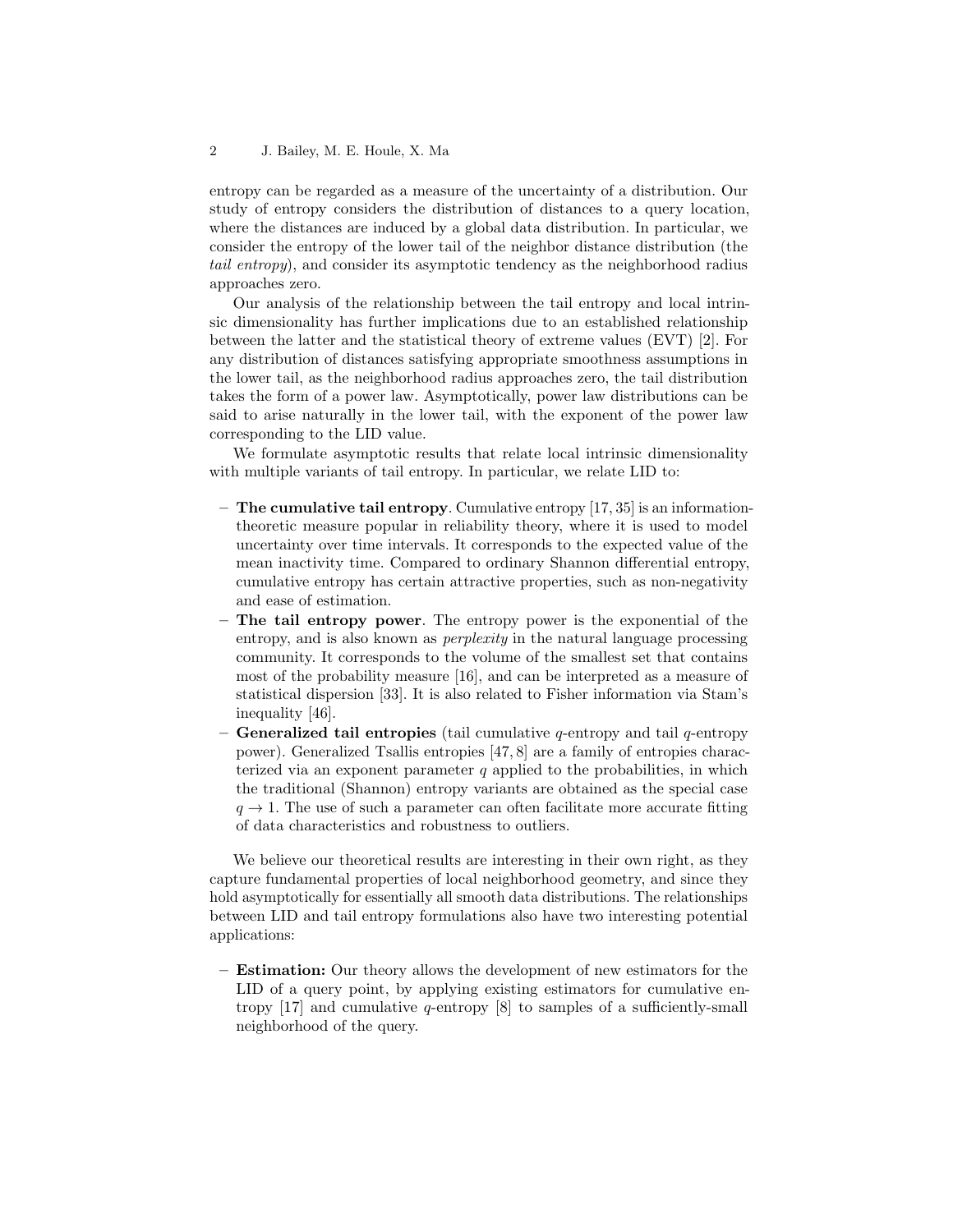entropy can be regarded as a measure of the uncertainty of a distribution. Our study of entropy considers the distribution of distances to a query location, where the distances are induced by a global data distribution. In particular, we consider the entropy of the lower tail of the neighbor distance distribution (the *tail entropy*), and consider its asymptotic tendency as the neighborhood radius approaches zero.

Our analysis of the relationship between the tail entropy and local intrinsic dimensionality has further implications due to an established relationship between the latter and the statistical theory of extreme values (EVT) [2]. For any distribution of distances satisfying appropriate smoothness assumptions in the lower tail, as the neighborhood radius approaches zero, the tail distribution takes the form of a power law. Asymptotically, power law distributions can be said to arise naturally in the lower tail, with the exponent of the power law corresponding to the LID value.

We formulate asymptotic results that relate local intrinsic dimensionality with multiple variants of tail entropy. In particular, we relate LID to:

- **The cumulative tail entropy**. Cumulative entropy [17, 35] is an information-theoretic measure popular in reliability theory, where it is used to model uncertainty over time intervals. It corresponds to the expected value of the mean inactivity time. Compared to ordinary Shannon differential entropy, cumulative entropy has certain attractive properties, such as non-negativity and ease of estimation.
- **The tail entropy power**. The entropy power is the exponential of the entropy, and is also known as *perplexity* in the natural language processing community. It corresponds to the volume of the smallest set that contains most of the probability measure [16], and can be interpreted as a measure of statistical dispersion [33]. It is also related to Fisher information via Stam's inequality [46].
- **Generalized tail entropies** (tail cumulative $q$-entropy and tail $q$-entropy power). Generalized Tsallis entropies [47, 8] are a family of entropies characterized via an exponent parameter $q$ applied to the probabilities, in which the traditional (Shannon) entropy variants are obtained as the special case $q \to 1$. The use of such a parameter can often facilitate more accurate fitting of data characteristics and robustness to outliers.

We believe our theoretical results are interesting in their own right, as they capture fundamental properties of local neighborhood geometry, and since they hold asymptotically for essentially all smooth data distributions. The relationships between LID and tail entropy formulations also have two interesting potential applications:

- **Estimation:** Our theory allows the development of new estimators for the LID of a query point, by applying existing estimators for cumulative entropy [17] and cumulative $q$-entropy [8] to samples of a sufficiently-small neighborhood of the query.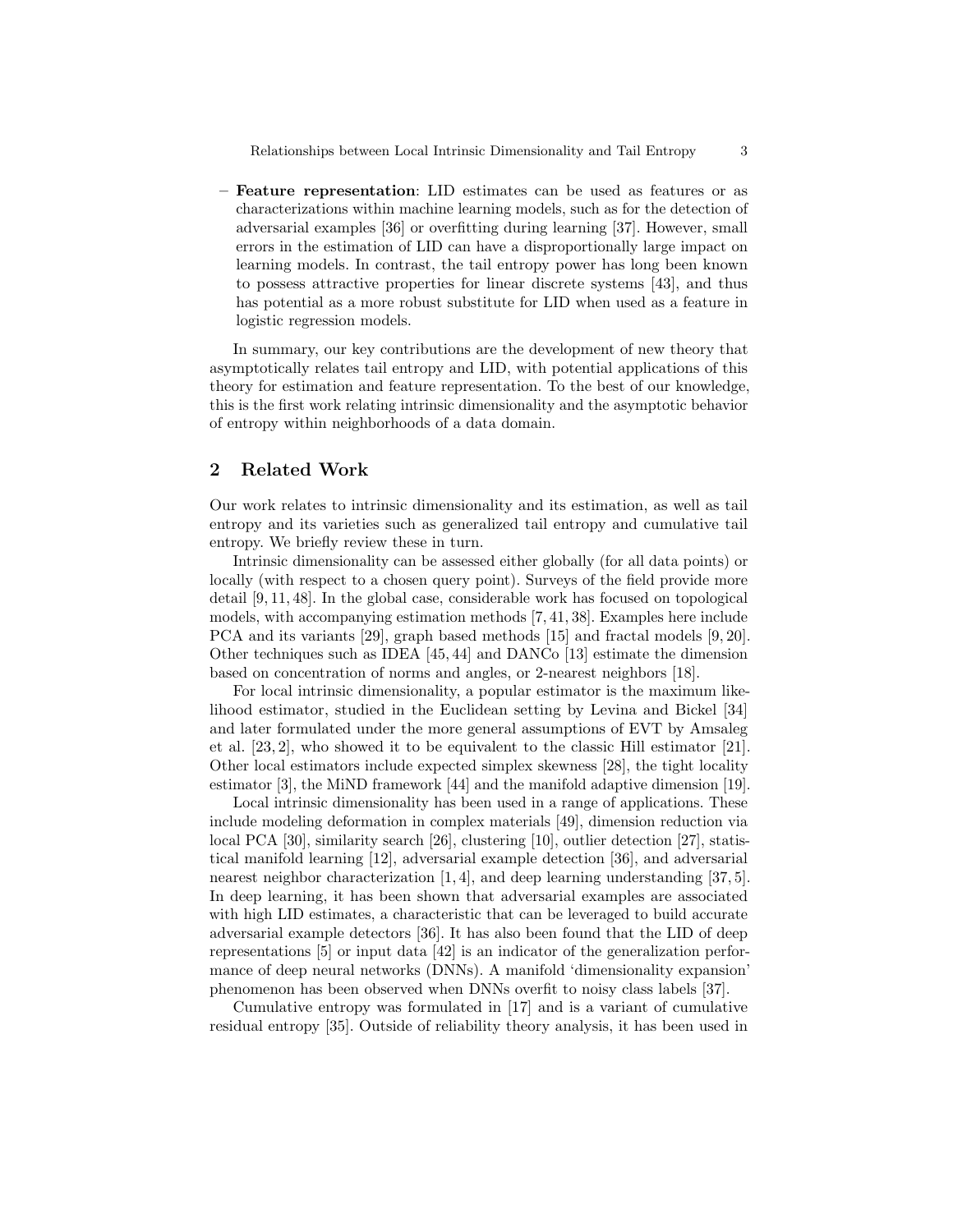- **Feature representation**: LID estimates can be used as features or as characterizations within machine learning models, such as for the detection of adversarial examples [36] or overfitting during learning [37]. However, small errors in the estimation of LID can have a disproportionally large impact on learning models. In contrast, the tail entropy power has long been known to possess attractive properties for linear discrete systems [43], and thus has potential as a more robust substitute for LID when used as a feature in logistic regression models.

In summary, our key contributions are the development of new theory that asymptotically relates tail entropy and LID, with potential applications of this theory for estimation and feature representation. To the best of our knowledge, this is the first work relating intrinsic dimensionality and the asymptotic behavior of entropy within neighborhoods of a data domain.

## 2 Related Work

Our work relates to intrinsic dimensionality and its estimation, as well as tail entropy and its varieties such as generalized tail entropy and cumulative tail entropy. We briefly review these in turn.

Intrinsic dimensionality can be assessed either globally (for all data points) or locally (with respect to a chosen query point). Surveys of the field provide more detail [9, 11, 48]. In the global case, considerable work has focused on topological models, with accompanying estimation methods [7, 41, 38]. Examples here include PCA and its variants [29], graph based methods [15] and fractal models [9, 20]. Other techniques such as IDEA [45, 44] and DANCo [13] estimate the dimension based on concentration of norms and angles, or 2-nearest neighbors [18].

For local intrinsic dimensionality, a popular estimator is the maximum likelihood estimator, studied in the Euclidean setting by Levina and Bickel [34] and later formulated under the more general assumptions of EVT by Amsaleg et al. [23, 2], who showed it to be equivalent to the classic Hill estimator [21]. Other local estimators include expected simplex skewness [28], the tight locality estimator [3], the MiND framework [44] and the manifold adaptive dimension [19].

Local intrinsic dimensionality has been used in a range of applications. These include modeling deformation in complex materials [49], dimension reduction via local PCA [30], similarity search [26], clustering [10], outlier detection [27], statistical manifold learning [12], adversarial example detection [36], and adversarial nearest neighbor characterization [1, 4], and deep learning understanding [37, 5]. In deep learning, it has been shown that adversarial examples are associated with high LID estimates, a characteristic that can be leveraged to build accurate adversarial example detectors [36]. It has also been found that the LID of deep representations [5] or input data [42] is an indicator of the generalization performance of deep neural networks (DNNs). A manifold 'dimensionality expansion' phenomenon has been observed when DNNs overfit to noisy class labels [37].

Cumulative entropy was formulated in [17] and is a variant of cumulative residual entropy [35]. Outside of reliability theory analysis, it has been used in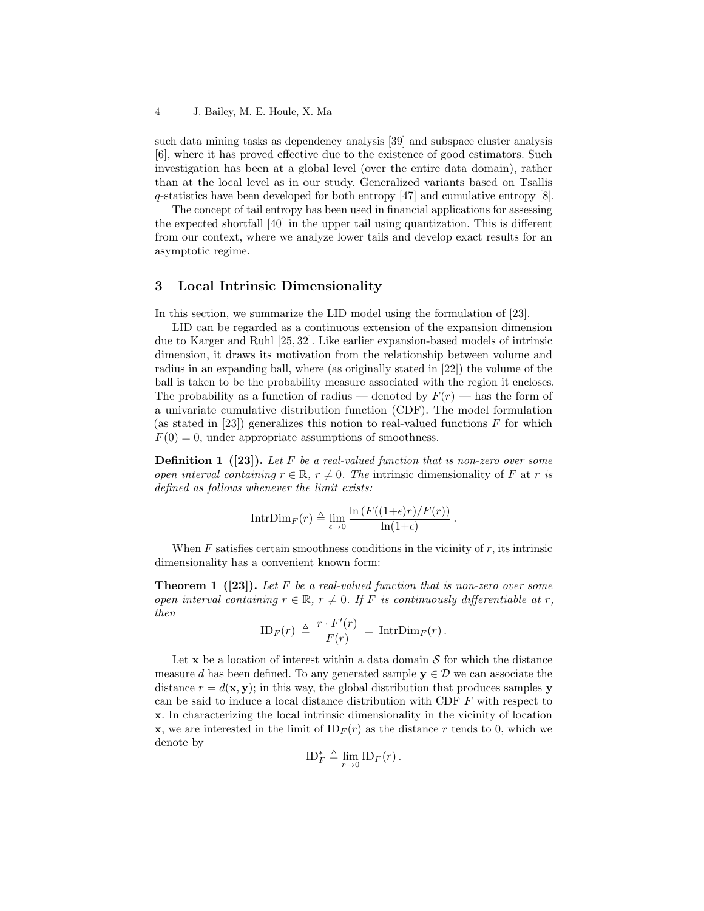such data mining tasks as dependency analysis [39] and subspace cluster analysis [6], where it has proved effective due to the existence of good estimators. Such investigation has been at a global level (over the entire data domain), rather than at the local level as in our study. Generalized variants based on Tsallis $q$-statistics have been developed for both entropy [47] and cumulative entropy [8].

The concept of tail entropy has been used in financial applications for assessing the expected shortfall [40] in the upper tail using quantization. This is different from our context, where we analyze lower tails and develop exact results for an asymptotic regime.

## 3 Local Intrinsic Dimensionality

In this section, we summarize the LID model using the formulation of [23].

LID can be regarded as a continuous extension of the expansion dimension due to Karger and Ruhl [25, 32]. Like earlier expansion-based models of intrinsic dimension, it draws its motivation from the relationship between volume and radius in an expanding ball, where (as originally stated in [22]) the volume of the ball is taken to be the probability measure associated with the region it encloses. The probability as a function of radius — denoted by $F(r)$ — has the form of a univariate cumulative distribution function (CDF). The model formulation (as stated in [23]) generalizes this notion to real-valued functions $F$ for which $F(0) = 0$, under appropriate assumptions of smoothness.

**Definition 1 ([23]).** *Let $F$ be a real-valued function that is non-zero over some open interval containing $r \in \mathbb{R}$, $r \neq 0$. The* intrinsic dimensionality of $F$ at $r$ *is defined as follows whenever the limit exists:*

$$\mathrm{IntrDim}_F(r) \triangleq \lim_{\epsilon \to 0} \frac{\ln \left( F((1+\epsilon)r)/F(r) \right)}{\ln(1+\epsilon)} \,.$$

When $F$ satisfies certain smoothness conditions in the vicinity of $r$, its intrinsic dimensionality has a convenient known form:

**Theorem 1 ([23]).** *Let $F$ be a real-valued function that is non-zero over some open interval containing $r \in \mathbb{R}$, $r \neq 0$. If $F$ is continuously differentiable at $r$, then*

$$\mathrm{ID}_F(r) \triangleq \frac{r \cdot F'(r)}{F(r)} = \mathrm{IntrDim}_F(r) \,.$$

Let $\mathbf{x}$ be a location of interest within a data domain $\mathcal{S}$ for which the distance measure $d$ has been defined. To any generated sample $\mathbf{y} \in \mathcal{D}$ we can associate the distance $r = d(\mathbf{x}, \mathbf{y})$; in this way, the global distribution that produces samples $\mathbf{y}$ can be said to induce a local distance distribution with CDF $F$ with respect to $\mathbf{x}$. In characterizing the local intrinsic dimensionality in the vicinity of location $\mathbf{x}$, we are interested in the limit of $\mathrm{ID}_F(r)$ as the distance $r$ tends to 0, which we denote by

$$\mathrm{ID}^*_F \triangleq \lim_{r \to 0} \mathrm{ID}_F(r) \,.$$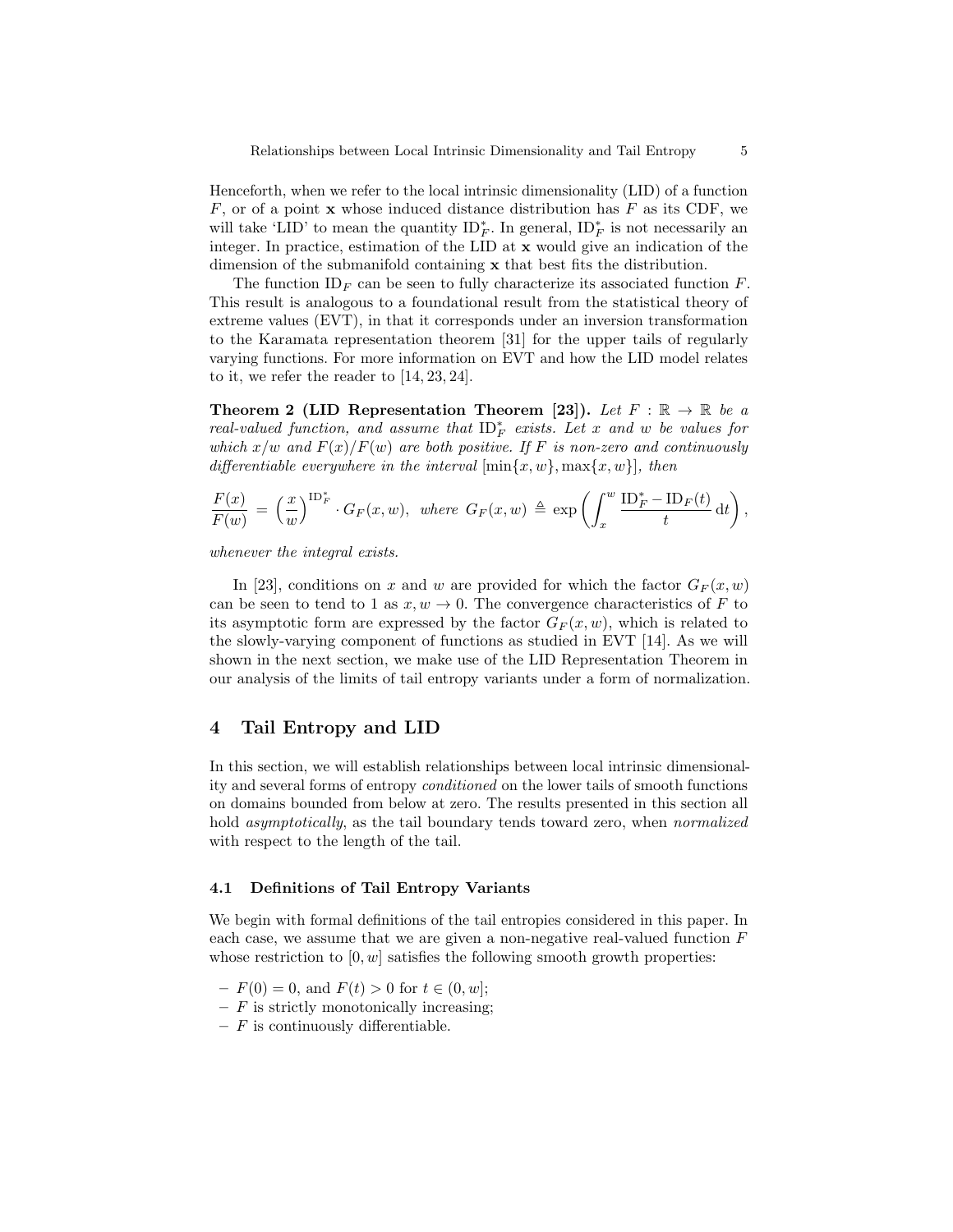Henceforth, when we refer to the local intrinsic dimensionality (LID) of a function $F$, or of a point $\mathbf{x}$ whose induced distance distribution has $F$ as its CDF, we will take 'LID' to mean the quantity $\mathrm{ID}^*_F$. In general, $\mathrm{ID}^*_F$ is not necessarily an integer. In practice, estimation of the LID at $\mathbf{x}$ would give an indication of the dimension of the submanifold containing $\mathbf{x}$ that best fits the distribution.

The function $\mathrm{ID}_F$ can be seen to fully characterize its associated function $F$. This result is analogous to a foundational result from the statistical theory of extreme values (EVT), in that it corresponds under an inversion transformation to the Karamata representation theorem [31] for the upper tails of regularly varying functions. For more information on EVT and how the LID model relates to it, we refer the reader to [14, 23, 24].

**Theorem 2 (LID Representation Theorem [23]).** *Let $F : \mathbb{R} \to \mathbb{R}$ be a real-valued function, and assume that $\mathrm{ID}^*_F$ exists. Let $x$ and $w$ be values for which $x/w$ and $F(x)/F(w)$ are both positive. If $F$ is non-zero and continuously differentiable everywhere in the interval $[\min\{x, w\}, \max\{x, w\}]$, then*

$$\frac{F(x)}{F(w)} = \left(\frac{x}{w}\right)^{\mathrm{ID}^*_F} \cdot G_F(x, w), \text{ where } G_F(x, w) \triangleq \exp\left(\int_x^w \frac{\mathrm{ID}^*_F - \mathrm{ID}_F(t)}{t}\,\mathrm{d}t\right),$$

*whenever the integral exists.*

In [23], conditions on $x$ and $w$ are provided for which the factor $G_F(x, w)$ can be seen to tend to 1 as $x, w \to 0$. The convergence characteristics of $F$ to its asymptotic form are expressed by the factor $G_F(x, w)$, which is related to the slowly-varying component of functions as studied in EVT [14]. As we will shown in the next section, we make use of the LID Representation Theorem in our analysis of the limits of tail entropy variants under a form of normalization.

## 4 Tail Entropy and LID

In this section, we will establish relationships between local intrinsic dimensionality and several forms of entropy *conditioned* on the lower tails of smooth functions on domains bounded from below at zero. The results presented in this section all hold *asymptotically*, as the tail boundary tends toward zero, when *normalized* with respect to the length of the tail.

### 4.1 Definitions of Tail Entropy Variants

We begin with formal definitions of the tail entropies considered in this paper. In each case, we assume that we are given a non-negative real-valued function $F$ whose restriction to $[0, w]$ satisfies the following smooth growth properties:

- $F(0) = 0$, and $F(t) > 0$ for $t \in (0, w]$;
- $F$ is strictly monotonically increasing;
- $F$ is continuously differentiable.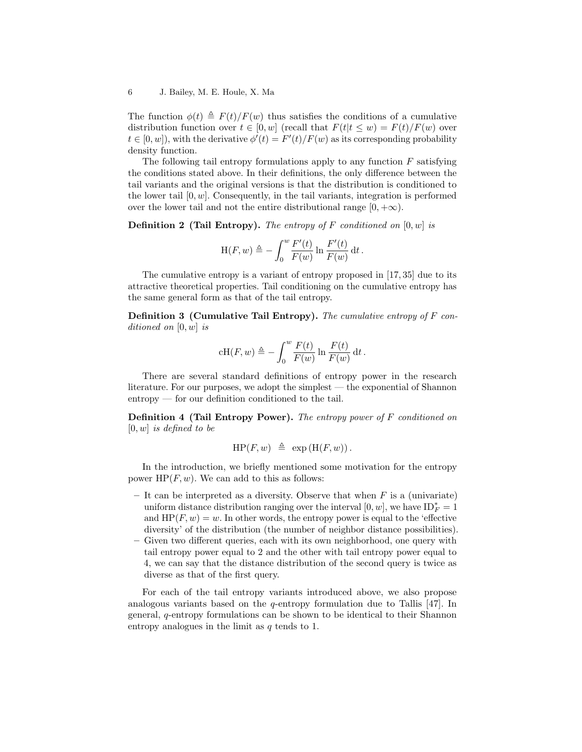The function $\phi(t) \triangleq F(t)/F(w)$ thus satisfies the conditions of a cumulative distribution function over $t \in [0, w]$ (recall that $F(t|t \leq w) = F(t)/F(w)$ over $t \in [0, w]$), with the derivative $\phi'(t) = F'(t)/F(w)$ as its corresponding probability density function.

The following tail entropy formulations apply to any function $F$ satisfying the conditions stated above. In their definitions, the only difference between the tail variants and the original versions is that the distribution is conditioned to the lower tail $[0, w]$. Consequently, in the tail variants, integration is performed over the lower tail and not the entire distributional range $[0, +\infty)$.

**Definition 2 (Tail Entropy).** *The entropy of $F$ conditioned on $[0, w]$ is*

$$\mathrm{H}(F, w) \triangleq -\int_0^w \frac{F'(t)}{F(w)} \ln \frac{F'(t)}{F(w)} \, \mathrm{d}t \, .$$

The cumulative entropy is a variant of entropy proposed in [17, 35] due to its attractive theoretical properties. Tail conditioning on the cumulative entropy has the same general form as that of the tail entropy.

**Definition 3 (Cumulative Tail Entropy).** *The cumulative entropy of $F$ conditioned on $[0, w]$ is*

$$\mathrm{cH}(F, w) \triangleq -\int_0^w \frac{F(t)}{F(w)} \ln \frac{F(t)}{F(w)} \, \mathrm{d}t \, .$$

There are several standard definitions of entropy power in the research literature. For our purposes, we adopt the simplest — the exponential of Shannon entropy — for our definition conditioned to the tail.

**Definition 4 (Tail Entropy Power).** *The entropy power of $F$ conditioned on $[0, w]$ is defined to be*

$$\mathrm{HP}(F, w) \;\; \triangleq \;\; \exp\left(\mathrm{H}(F, w)\right) .$$

In the introduction, we briefly mentioned some motivation for the entropy power $\mathrm{HP}(F, w)$. We can add to this as follows:

- It can be interpreted as a diversity. Observe that when $F$ is a (univariate) uniform distance distribution ranging over the interval $[0, w]$, we have $\mathrm{ID}_F^* = 1$ and $\mathrm{HP}(F, w) = w$. In other words, the entropy power is equal to the 'effective diversity' of the distribution (the number of neighbor distance possibilities).
- Given two different queries, each with its own neighborhood, one query with tail entropy power equal to 2 and the other with tail entropy power equal to 4, we can say that the distance distribution of the second query is twice as diverse as that of the first query.

For each of the tail entropy variants introduced above, we also propose analogous variants based on the $q$-entropy formulation due to Tallis [47]. In general, $q$-entropy formulations can be shown to be identical to their Shannon entropy analogues in the limit as $q$ tends to 1.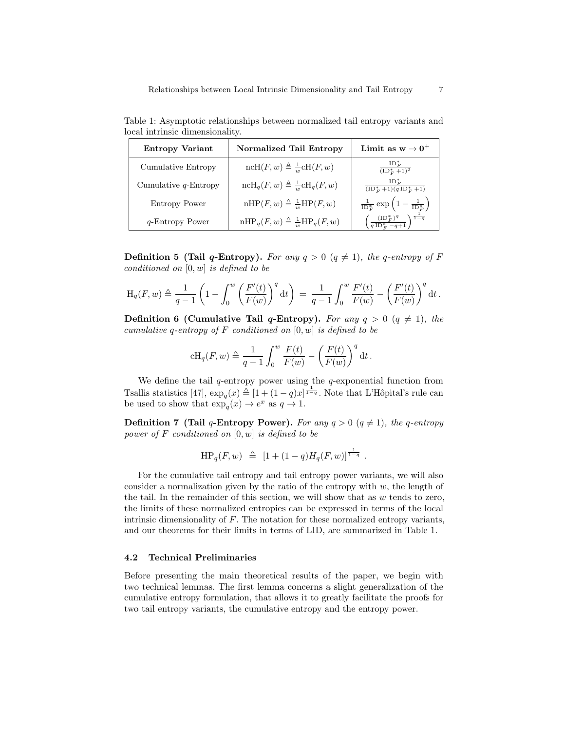Table 1: Asymptotic relationships between normalized tail entropy variants and local intrinsic dimensionality.

| **Entropy Variant** | **Normalized Tail Entropy** | **Limit as $\mathbf{w \to 0^+}$** |
|---|---|---|
| Cumulative Entropy | $\mathrm{ncH}(F, w) \triangleq \frac{1}{w}\mathrm{cH}(F, w)$ | $\frac{\mathrm{ID}^*_F}{(\mathrm{ID}^*_F + 1)^2}$ |
| Cumulative $q$-Entropy | $\mathrm{ncH}_q(F, w) \triangleq \frac{1}{w}\mathrm{cH}_q(F, w)$ | $\frac{\mathrm{ID}^*_F}{(\mathrm{ID}^*_F + 1)(q\,\mathrm{ID}^*_F + 1)}$ |
| Entropy Power | $\mathrm{nHP}(F, w) \triangleq \frac{1}{w}\mathrm{HP}(F, w)$ | $\frac{1}{\mathrm{ID}^*_F} \exp\left(1 - \frac{1}{\mathrm{ID}^*_F}\right)$ |
| $q$-Entropy Power | $\mathrm{nHP}_q(F, w) \triangleq \frac{1}{w}\mathrm{HP}_q(F, w)$ | $\left(\frac{(\mathrm{ID}^*_F)^q}{q\,\mathrm{ID}^*_F - q + 1}\right)^{\frac{1}{1-q}}$ |

**Definition 5 (Tail $q$-Entropy).** *For any $q > 0$ ($q \neq 1$), the $q$-entropy of $F$ conditioned on $[0, w]$ is defined to be*

$$\mathrm{H}_q(F, w) \triangleq \frac{1}{q-1}\left(1 - \int_0^w \left(\frac{F'(t)}{F(w)}\right)^q \mathrm{d}t\right) \;=\; \frac{1}{q-1}\int_0^w \frac{F'(t)}{F(w)} - \left(\frac{F'(t)}{F(w)}\right)^q \mathrm{d}t\,.$$

**Definition 6 (Cumulative Tail $q$-Entropy).** *For any $q > 0$ ($q \neq 1$), the cumulative $q$-entropy of $F$ conditioned on $[0, w]$ is defined to be*

$$\mathrm{cH}_q(F, w) \triangleq \frac{1}{q-1}\int_0^w \frac{F(t)}{F(w)} - \left(\frac{F(t)}{F(w)}\right)^q \mathrm{d}t\,.$$

We define the tail $q$-entropy power using the $q$-exponential function from Tsallis statistics [47], $\exp_q(x) \triangleq [1 + (1-q)x]^{\frac{1}{1-q}}$. Note that L'Hôpital's rule can be used to show that $\exp_q(x) \to e^x$ as $q \to 1$.

**Definition 7 (Tail $q$-Entropy Power).** *For any $q > 0$ ($q \neq 1$), the $q$-entropy power of $F$ conditioned on $[0, w]$ is defined to be*

$$\mathrm{HP}_q(F, w) \;\triangleq\; [1 + (1-q)H_q(F, w)]^{\frac{1}{1-q}}\;.$$

For the cumulative tail entropy and tail entropy power variants, we will also consider a normalization given by the ratio of the entropy with $w$, the length of the tail. In the remainder of this section, we will show that as $w$ tends to zero, the limits of these normalized entropies can be expressed in terms of the local intrinsic dimensionality of $F$. The notation for these normalized entropy variants, and our theorems for their limits in terms of LID, are summarized in Table 1.

### 4.2 Technical Preliminaries

Before presenting the main theoretical results of the paper, we begin with two technical lemmas. The first lemma concerns a slight generalization of the cumulative entropy formulation, that allows it to greatly facilitate the proofs for two tail entropy variants, the cumulative entropy and the entropy power.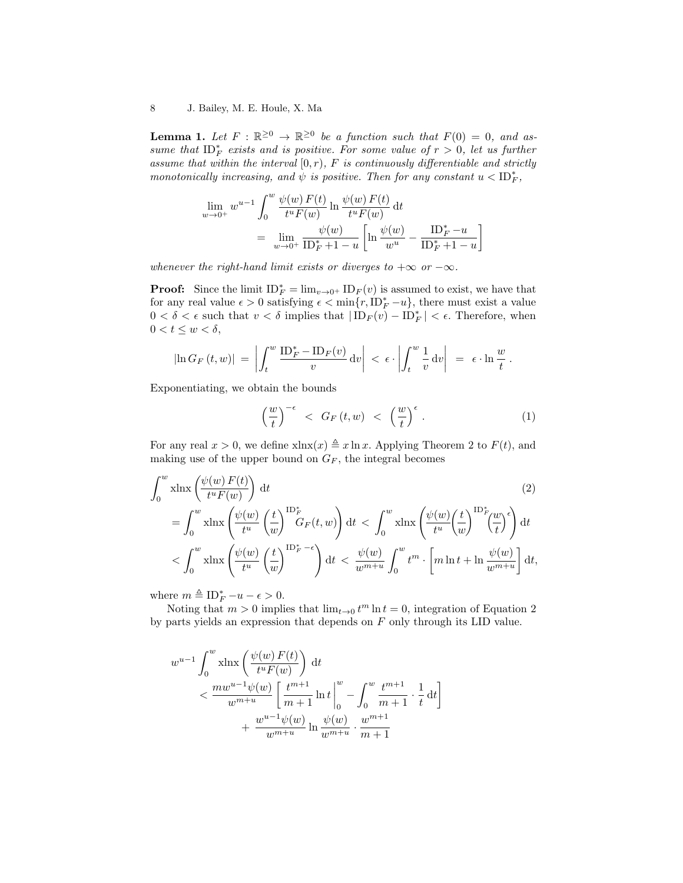**Lemma 1.** *Let $F : \mathbb{R}^{\geq 0} \to \mathbb{R}^{\geq 0}$ be a function such that $F(0) = 0$, and assume that $\mathrm{ID}^*_F$ exists and is positive. For some value of $r > 0$, let us further assume that within the interval $[0, r)$, $F$ is continuously differentiable and strictly monotonically increasing, and $\psi$ is positive. Then for any constant $u < \mathrm{ID}^*_F$,*

$$\lim_{w \to 0^+} w^{u-1} \int_0^w \frac{\psi(w)\, F(t)}{t^u F(w)} \ln \frac{\psi(w)\, F(t)}{t^u F(w)} \, \mathrm{d}t = \lim_{w \to 0^+} \frac{\psi(w)}{\mathrm{ID}^*_F + 1 - u} \left[ \ln \frac{\psi(w)}{w^u} - \frac{\mathrm{ID}^*_F - u}{\mathrm{ID}^*_F + 1 - u} \right]$$

*whenever the right-hand limit exists or diverges to $+\infty$ or $-\infty$.*

**Proof:** Since the limit $\mathrm{ID}^*_F = \lim_{v \to 0^+} \mathrm{ID}_F(v)$ is assumed to exist, we have that for any real value $\epsilon > 0$ satisfying $\epsilon < \min\{r, \mathrm{ID}^*_F - u\}$, there must exist a value $0 < \delta < \epsilon$ such that $v < \delta$ implies that $|\,\mathrm{ID}_F(v) - \mathrm{ID}^*_F\,| < \epsilon$. Therefore, when $0 < t \leq w < \delta$,

$$|\ln G_F(t, w)| = \left| \int_t^w \frac{\mathrm{ID}^*_F - \mathrm{ID}_F(v)}{v} \, \mathrm{d}v \right| < \epsilon \cdot \left| \int_t^w \frac{1}{v} \, \mathrm{d}v \right| = \epsilon \cdot \ln \frac{w}{t} \, .$$

Exponentiating, we obtain the bounds

$$\left( \frac{w}{t} \right)^{-\epsilon} < G_F(t, w) < \left( \frac{w}{t} \right)^{\epsilon} . \tag{1}$$

For any real $x > 0$, we define $\mathrm{xlnx}(x) \triangleq x \ln x$. Applying Theorem 2 to $F(t)$, and making use of the upper bound on $G_F$, the integral becomes

$$\begin{aligned}
&\int_0^w \mathrm{xlnx}\left( \frac{\psi(w)\, F(t)}{t^u F(w)} \right) \mathrm{d}t \qquad (2) \\
&= \int_0^w \mathrm{xlnx}\left( \frac{\psi(w)}{t^u} \left( \frac{t}{w} \right)^{\mathrm{ID}^*_F} G_F(t, w) \right) \mathrm{d}t < \int_0^w \mathrm{xlnx}\left( \frac{\psi(w)}{t^u} \left( \frac{t}{w} \right)^{\mathrm{ID}^*_F} \left( \frac{w}{t} \right)^{\epsilon} \right) \mathrm{d}t \\
&< \int_0^w \mathrm{xlnx}\left( \frac{\psi(w)}{t^u} \left( \frac{t}{w} \right)^{\mathrm{ID}^*_F - \epsilon} \right) \mathrm{d}t < \frac{\psi(w)}{w^{m+u}} \int_0^w t^m \cdot \left[ m \ln t + \ln \frac{\psi(w)}{w^{m+u}} \right] \mathrm{d}t,
\end{aligned}$$

where $m \triangleq \mathrm{ID}^*_F - u - \epsilon > 0$.

Noting that $m > 0$ implies that $\lim_{t \to 0} t^m \ln t = 0$, integration of Equation 2 by parts yields an expression that depends on $F$ only through its LID value.

$$\begin{aligned}
&w^{u-1} \int_0^w \mathrm{xlnx}\left( \frac{\psi(w)\, F(t)}{t^u F(w)} \right) \mathrm{d}t \\
&< \frac{m w^{u-1} \psi(w)}{w^{m+u}} \left[ \frac{t^{m+1}}{m+1} \ln t \bigg|_0^w - \int_0^w \frac{t^{m+1}}{m+1} \cdot \frac{1}{t} \, \mathrm{d}t \right] \\
&\quad + \frac{w^{u-1} \psi(w)}{w^{m+u}} \ln \frac{\psi(w)}{w^{m+u}} \cdot \frac{w^{m+1}}{m+1}
\end{aligned}$$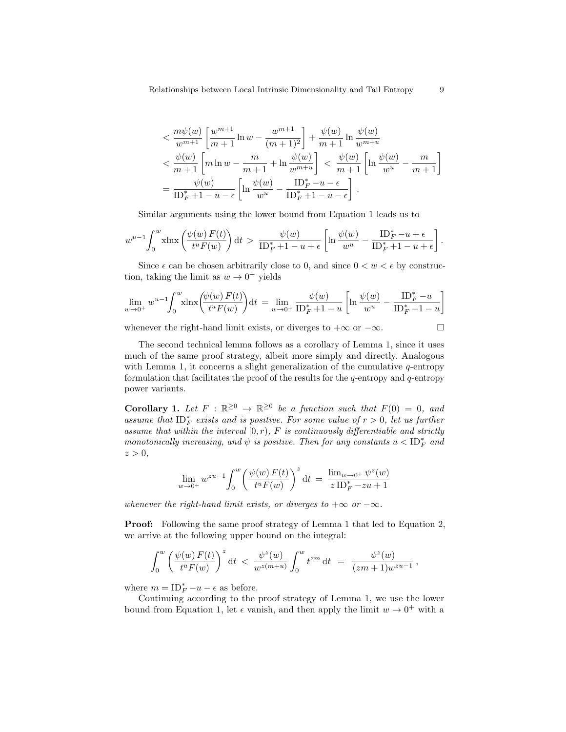$$
\begin{aligned}
&< \frac{m\psi(w)}{w^{m+1}} \left[ \frac{w^{m+1}}{m+1} \ln w - \frac{w^{m+1}}{(m+1)^2} \right] + \frac{\psi(w)}{m+1} \ln \frac{\psi(w)}{w^{m+u}} \\
&< \frac{\psi(w)}{m+1} \left[ m \ln w - \frac{m}{m+1} + \ln \frac{\psi(w)}{w^{m+u}} \right] \;<\; \frac{\psi(w)}{m+1} \left[ \ln \frac{\psi(w)}{w^{u}} - \frac{m}{m+1} \right] \\
&= \frac{\psi(w)}{\mathrm{ID}_F^* + 1 - u - \epsilon} \left[ \ln \frac{\psi(w)}{w^{u}} - \frac{\mathrm{ID}_F^* - u - \epsilon}{\mathrm{ID}_F^* + 1 - u - \epsilon} \right] .
\end{aligned}
$$

Similar arguments using the lower bound from Equation 1 leads us to

$$
w^{u-1} \int_0^w \mathrm{xlnx} \left( \frac{\psi(w)\, F(t)}{t^u F(w)} \right) \mathrm{d}t \;>\; \frac{\psi(w)}{\mathrm{ID}_F^* + 1 - u + \epsilon} \left[ \ln \frac{\psi(w)}{w^{u}} - \frac{\mathrm{ID}_F^* - u + \epsilon}{\mathrm{ID}_F^* + 1 - u + \epsilon} \right] .
$$

Since $\epsilon$ can be chosen arbitrarily close to 0, and since $0 < w < \epsilon$ by construction, taking the limit as $w \to 0^+$ yields

$$
\lim_{w \to 0^+} w^{u-1} \int_0^w \mathrm{xlnx} \left( \frac{\psi(w)\, F(t)}{t^u F(w)} \right) \mathrm{d}t \;=\; \lim_{w \to 0^+} \frac{\psi(w)}{\mathrm{ID}_F^* + 1 - u} \left[ \ln \frac{\psi(w)}{w^{u}} - \frac{\mathrm{ID}_F^* - u}{\mathrm{ID}_F^* + 1 - u} \right]
$$

whenever the right-hand limit exists, or diverges to $+\infty$ or $-\infty$. □

The second technical lemma follows as a corollary of Lemma 1, since it uses much of the same proof strategy, albeit more simply and directly. Analogous with Lemma 1, it concerns a slight generalization of the cumulative $q$-entropy formulation that facilitates the proof of the results for the $q$-entropy and $q$-entropy power variants.

**Corollary 1.** *Let $F : \mathbb{R}^{\geq 0} \to \mathbb{R}^{\geq 0}$ be a function such that $F(0) = 0$, and assume that $\mathrm{ID}_F^*$ exists and is positive. For some value of $r > 0$, let us further assume that within the interval $[0, r)$, $F$ is continuously differentiable and strictly monotonically increasing, and $\psi$ is positive. Then for any constants $u < \mathrm{ID}_F^*$ and $z > 0$,*

$$
\lim_{w \to 0^+} w^{zu-1} \int_0^w \left( \frac{\psi(w)\, F(t)}{t^u F(w)} \right)^z \mathrm{d}t \;=\; \frac{\lim_{w \to 0^+} \psi^z(w)}{z\, \mathrm{ID}_F^* - zu + 1}
$$

*whenever the right-hand limit exists, or diverges to $+\infty$ or $-\infty$.*

**Proof:** Following the same proof strategy of Lemma 1 that led to Equation 2, we arrive at the following upper bound on the integral:

$$
\int_0^w \left( \frac{\psi(w)\, F(t)}{t^u F(w)} \right)^z \mathrm{d}t \;<\; \frac{\psi^z(w)}{w^{z(m+u)}} \int_0^w t^{zm}\, \mathrm{d}t \;=\; \frac{\psi^z(w)}{(zm+1) w^{zu-1}} ,
$$

where $m = \mathrm{ID}_F^* - u - \epsilon$ as before.

Continuing according to the proof strategy of Lemma 1, we use the lower bound from Equation 1, let $\epsilon$ vanish, and then apply the limit $w \to 0^+$ with a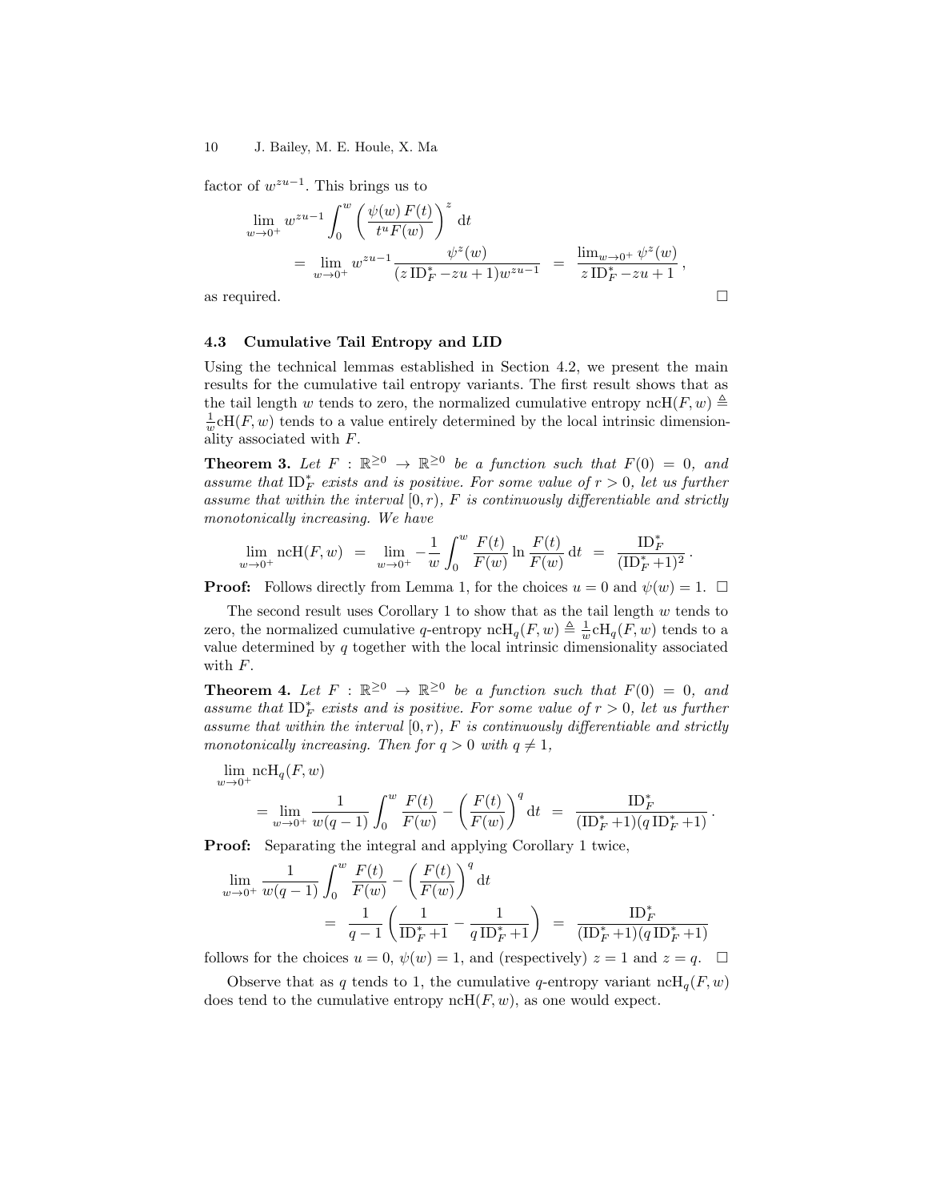factor of $w^{zu-1}$. This brings us to

$$\lim_{w\to 0^+} w^{zu-1} \int_0^w \left( \frac{\psi(w)\, F(t)}{t^u F(w)} \right)^z \, \mathrm{d}t$$

$$= \lim_{w\to 0^+} w^{zu-1} \frac{\psi^z(w)}{(z\,\mathrm{ID}^*_F - zu + 1) w^{zu-1}} \;=\; \frac{\lim_{w\to 0^+} \psi^z(w)}{z\,\mathrm{ID}^*_F - zu + 1}\,,$$

as required. □

### 4.3 Cumulative Tail Entropy and LID

Using the technical lemmas established in Section 4.2, we present the main results for the cumulative tail entropy variants. The first result shows that as the tail length $w$ tends to zero, the normalized cumulative entropy $\mathrm{ncH}(F, w) \triangleq \frac{1}{w}\mathrm{cH}(F, w)$ tends to a value entirely determined by the local intrinsic dimensionality associated with $F$.

**Theorem 3.** *Let $F : \mathbb{R}^{\geq 0} \to \mathbb{R}^{\geq 0}$ be a function such that $F(0) = 0$, and assume that $\mathrm{ID}^*_F$ exists and is positive. For some value of $r > 0$, let us further assume that within the interval $[0, r)$, $F$ is continuously differentiable and strictly monotonically increasing. We have*

$$\lim_{w\to 0^+} \mathrm{ncH}(F, w) \;=\; \lim_{w\to 0^+} -\frac{1}{w} \int_0^w \frac{F(t)}{F(w)} \ln \frac{F(t)}{F(w)} \, \mathrm{d}t \;=\; \frac{\mathrm{ID}^*_F}{(\mathrm{ID}^*_F + 1)^2}\,.$$

**Proof:** Follows directly from Lemma 1, for the choices $u = 0$ and $\psi(w) = 1$. □

The second result uses Corollary 1 to show that as the tail length $w$ tends to zero, the normalized cumulative $q$-entropy $\mathrm{ncH}_q(F, w) \triangleq \frac{1}{w}\mathrm{cH}_q(F, w)$ tends to a value determined by $q$ together with the local intrinsic dimensionality associated with $F$.

**Theorem 4.** *Let $F : \mathbb{R}^{\geq 0} \to \mathbb{R}^{\geq 0}$ be a function such that $F(0) = 0$, and assume that $\mathrm{ID}^*_F$ exists and is positive. For some value of $r > 0$, let us further assume that within the interval $[0, r)$, $F$ is continuously differentiable and strictly monotonically increasing. Then for $q > 0$ with $q \neq 1$,*

$$\lim_{w\to 0^+} \mathrm{ncH}_q(F, w)$$

$$= \lim_{w\to 0^+} \frac{1}{w(q-1)} \int_0^w \frac{F(t)}{F(w)} - \left( \frac{F(t)}{F(w)} \right)^q \mathrm{d}t \;=\; \frac{\mathrm{ID}^*_F}{(\mathrm{ID}^*_F + 1)(q\,\mathrm{ID}^*_F + 1)}\,.$$

**Proof:** Separating the integral and applying Corollary 1 twice,

$$\lim_{w\to 0^+} \frac{1}{w(q-1)} \int_0^w \frac{F(t)}{F(w)} - \left( \frac{F(t)}{F(w)} \right)^q \mathrm{d}t$$

$$= \frac{1}{q-1} \left( \frac{1}{\mathrm{ID}^*_F + 1} - \frac{1}{q\,\mathrm{ID}^*_F + 1} \right) \;=\; \frac{\mathrm{ID}^*_F}{(\mathrm{ID}^*_F + 1)(q\,\mathrm{ID}^*_F + 1)}$$

follows for the choices $u = 0$, $\psi(w) = 1$, and (respectively) $z = 1$ and $z = q$. □

Observe that as $q$ tends to 1, the cumulative $q$-entropy variant $\mathrm{ncH}_q(F, w)$ does tend to the cumulative entropy $\mathrm{ncH}(F, w)$, as one would expect.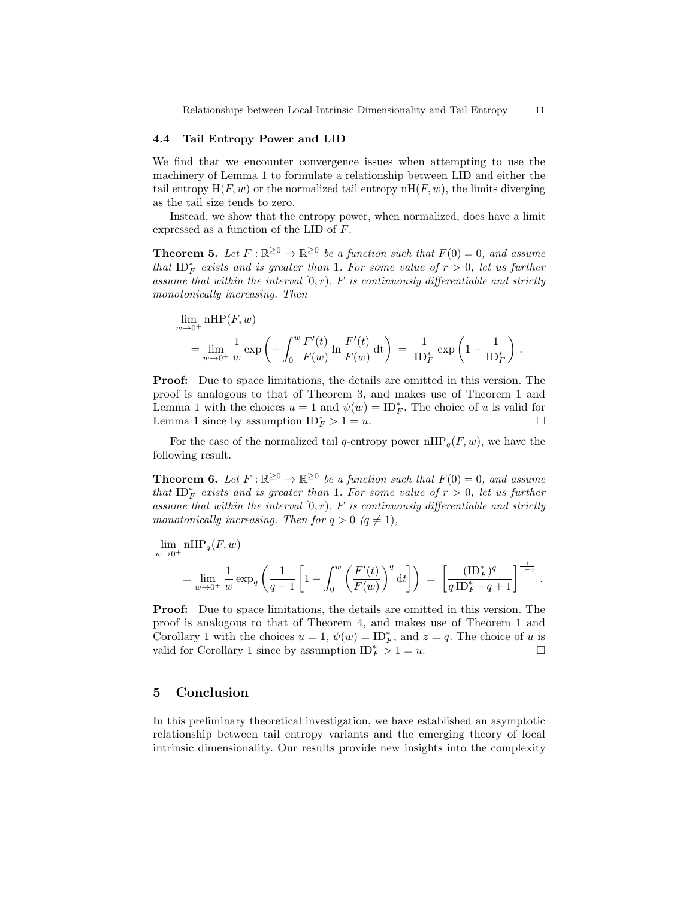### 4.4 Tail Entropy Power and LID

We find that we encounter convergence issues when attempting to use the machinery of Lemma 1 to formulate a relationship between LID and either the tail entropy $\mathrm{H}(F, w)$ or the normalized tail entropy $\mathrm{nH}(F, w)$, the limits diverging as the tail size tends to zero.

Instead, we show that the entropy power, when normalized, does have a limit expressed as a function of the LID of $F$.

**Theorem 5.** *Let $F : \mathbb{R}^{\geq 0} \to \mathbb{R}^{\geq 0}$ be a function such that $F(0) = 0$, and assume that $\mathrm{ID}^*_F$ exists and is greater than 1. For some value of $r > 0$, let us further assume that within the interval $[0, r)$, $F$ is continuously differentiable and strictly monotonically increasing. Then*

$$\lim_{w \to 0^+} \mathrm{nHP}(F, w)$$
$$= \lim_{w \to 0^+} \frac{1}{w} \exp\left( - \int_0^w \frac{F'(t)}{F(w)} \ln \frac{F'(t)}{F(w)} \,\mathrm{d}t \right) \;=\; \frac{1}{\mathrm{ID}^*_F} \exp\left(1 - \frac{1}{\mathrm{ID}^*_F}\right) .$$

**Proof:** Due to space limitations, the details are omitted in this version. The proof is analogous to that of Theorem 3, and makes use of Theorem 1 and Lemma 1 with the choices $u = 1$ and $\psi(w) = \mathrm{ID}^*_F$. The choice of $u$ is valid for Lemma 1 since by assumption $\mathrm{ID}^*_F > 1 = u$. □

For the case of the normalized tail $q$-entropy power $\mathrm{nHP}_q(F, w)$, we have the following result.

**Theorem 6.** *Let $F : \mathbb{R}^{\geq 0} \to \mathbb{R}^{\geq 0}$ be a function such that $F(0) = 0$, and assume that $\mathrm{ID}^*_F$ exists and is greater than 1. For some value of $r > 0$, let us further assume that within the interval $[0, r)$, $F$ is continuously differentiable and strictly monotonically increasing. Then for $q > 0$ ($q \neq 1$),*

$$\lim_{w \to 0^+} \mathrm{nHP}_q(F, w)$$
$$= \lim_{w \to 0^+} \frac{1}{w} \exp_q\left( \frac{1}{q-1} \left[ 1 - \int_0^w \left( \frac{F'(t)}{F(w)} \right)^q \mathrm{d}t \right] \right) \;=\; \left[ \frac{(\mathrm{ID}^*_F)^q}{q \,\mathrm{ID}^*_F - q + 1} \right]^{\frac{1}{1-q}} .$$

**Proof:** Due to space limitations, the details are omitted in this version. The proof is analogous to that of Theorem 4, and makes use of Theorem 1 and Corollary 1 with the choices $u = 1$, $\psi(w) = \mathrm{ID}^*_F$, and $z = q$. The choice of $u$ is valid for Corollary 1 since by assumption $\mathrm{ID}^*_F > 1 = u$. □

## 5 Conclusion

In this preliminary theoretical investigation, we have established an asymptotic relationship between tail entropy variants and the emerging theory of local intrinsic dimensionality. Our results provide new insights into the complexity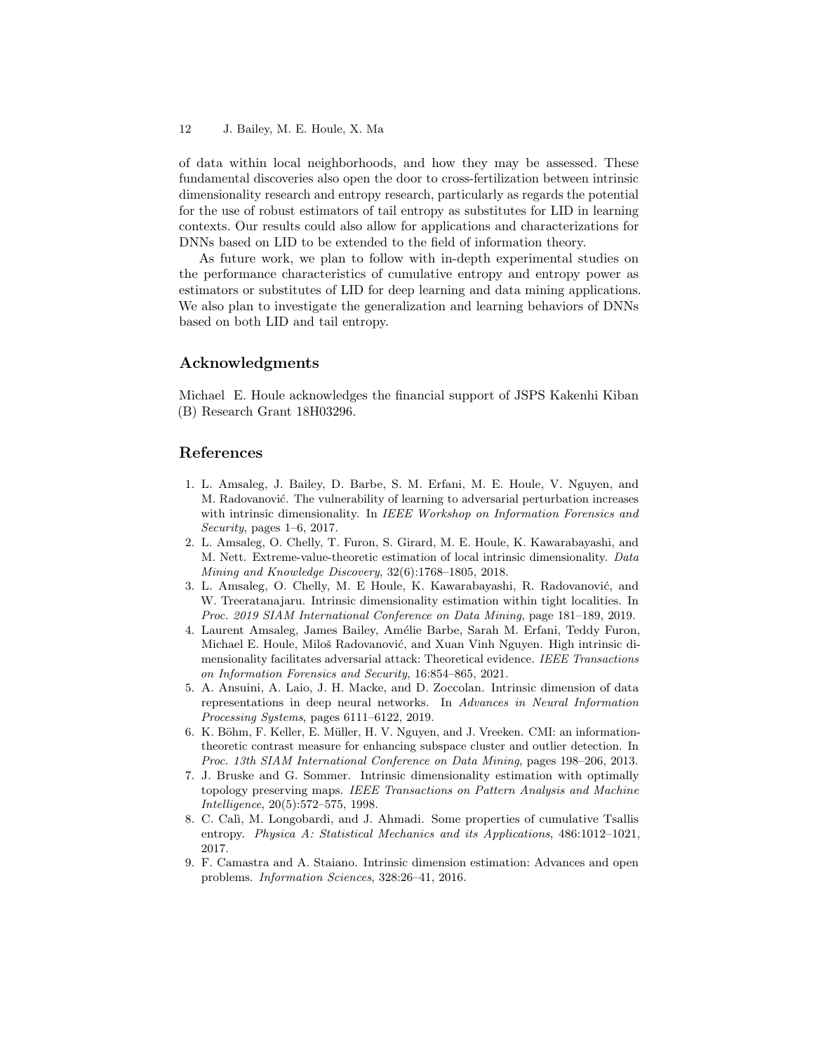of data within local neighborhoods, and how they may be assessed. These fundamental discoveries also open the door to cross-fertilization between intrinsic dimensionality research and entropy research, particularly as regards the potential for the use of robust estimators of tail entropy as substitutes for LID in learning contexts. Our results could also allow for applications and characterizations for DNNs based on LID to be extended to the field of information theory.

As future work, we plan to follow with in-depth experimental studies on the performance characteristics of cumulative entropy and entropy power as estimators or substitutes of LID for deep learning and data mining applications. We also plan to investigate the generalization and learning behaviors of DNNs based on both LID and tail entropy.

## Acknowledgments

Michael E. Houle acknowledges the financial support of JSPS Kakenhi Kiban (B) Research Grant 18H03296.

## References

1. L. Amsaleg, J. Bailey, D. Barbe, S. M. Erfani, M. E. Houle, V. Nguyen, and M. Radovanović. The vulnerability of learning to adversarial perturbation increases with intrinsic dimensionality. In *IEEE Workshop on Information Forensics and Security*, pages 1–6, 2017.
2. L. Amsaleg, O. Chelly, T. Furon, S. Girard, M. E. Houle, K. Kawarabayashi, and M. Nett. Extreme-value-theoretic estimation of local intrinsic dimensionality. *Data Mining and Knowledge Discovery*, 32(6):1768–1805, 2018.
3. L. Amsaleg, O. Chelly, M. E Houle, K. Kawarabayashi, R. Radovanović, and W. Treeratanajaru. Intrinsic dimensionality estimation within tight localities. In *Proc. 2019 SIAM International Conference on Data Mining*, page 181–189, 2019.
4. Laurent Amsaleg, James Bailey, Amélie Barbe, Sarah M. Erfani, Teddy Furon, Michael E. Houle, Miloš Radovanović, and Xuan Vinh Nguyen. High intrinsic dimensionality facilitates adversarial attack: Theoretical evidence. *IEEE Transactions on Information Forensics and Security*, 16:854–865, 2021.
5. A. Ansuini, A. Laio, J. H. Macke, and D. Zoccolan. Intrinsic dimension of data representations in deep neural networks. In *Advances in Neural Information Processing Systems*, pages 6111–6122, 2019.
6. K. Böhm, F. Keller, E. Müller, H. V. Nguyen, and J. Vreeken. CMI: an information-theoretic contrast measure for enhancing subspace cluster and outlier detection. In *Proc. 13th SIAM International Conference on Data Mining*, pages 198–206, 2013.
7. J. Bruske and G. Sommer. Intrinsic dimensionality estimation with optimally topology preserving maps. *IEEE Transactions on Pattern Analysis and Machine Intelligence*, 20(5):572–575, 1998.
8. C. Calì, M. Longobardi, and J. Ahmadi. Some properties of cumulative Tsallis entropy. *Physica A: Statistical Mechanics and its Applications*, 486:1012–1021, 2017.
9. F. Camastra and A. Staiano. Intrinsic dimension estimation: Advances and open problems. *Information Sciences*, 328:26–41, 2016.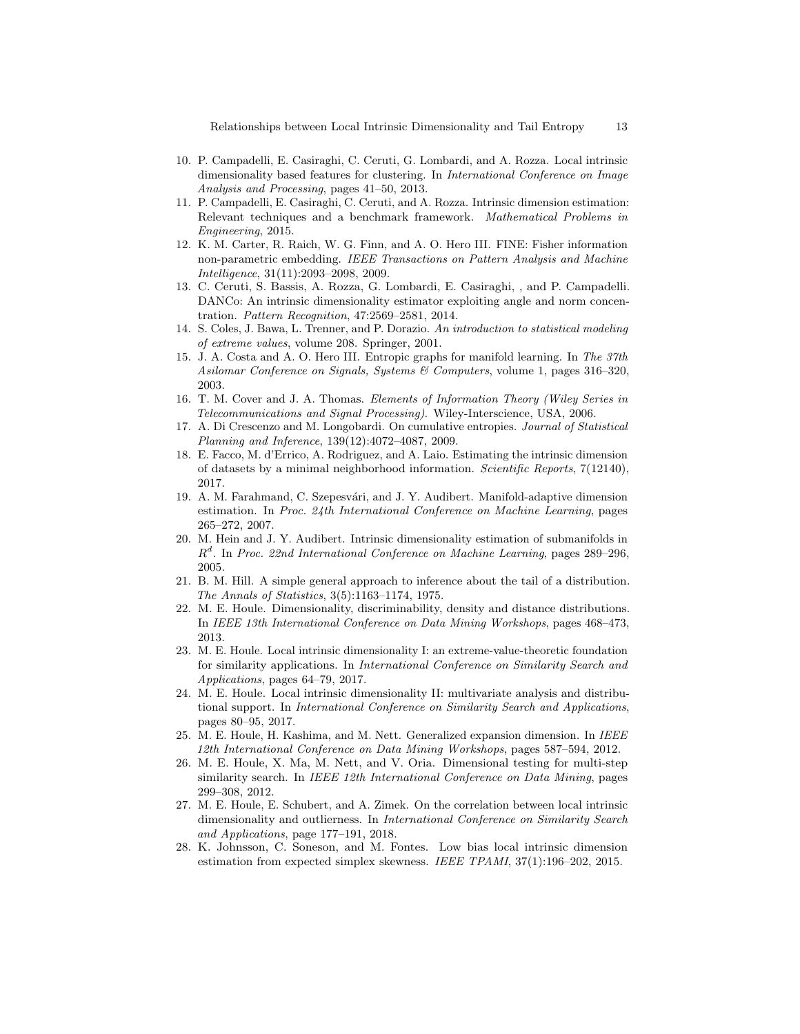10. P. Campadelli, E. Casiraghi, C. Ceruti, G. Lombardi, and A. Rozza. Local intrinsic dimensionality based features for clustering. In *International Conference on Image Analysis and Processing*, pages 41–50, 2013.
11. P. Campadelli, E. Casiraghi, C. Ceruti, and A. Rozza. Intrinsic dimension estimation: Relevant techniques and a benchmark framework. *Mathematical Problems in Engineering*, 2015.
12. K. M. Carter, R. Raich, W. G. Finn, and A. O. Hero III. FINE: Fisher information non-parametric embedding. *IEEE Transactions on Pattern Analysis and Machine Intelligence*, 31(11):2093–2098, 2009.
13. C. Ceruti, S. Bassis, A. Rozza, G. Lombardi, E. Casiraghi, , and P. Campadelli. DANCo: An intrinsic dimensionality estimator exploiting angle and norm concentration. *Pattern Recognition*, 47:2569–2581, 2014.
14. S. Coles, J. Bawa, L. Trenner, and P. Dorazio. *An introduction to statistical modeling of extreme values*, volume 208. Springer, 2001.
15. J. A. Costa and A. O. Hero III. Entropic graphs for manifold learning. In *The 37th Asilomar Conference on Signals, Systems & Computers*, volume 1, pages 316–320, 2003.
16. T. M. Cover and J. A. Thomas. *Elements of Information Theory (Wiley Series in Telecommunications and Signal Processing)*. Wiley-Interscience, USA, 2006.
17. A. Di Crescenzo and M. Longobardi. On cumulative entropies. *Journal of Statistical Planning and Inference*, 139(12):4072–4087, 2009.
18. E. Facco, M. d'Errico, A. Rodriguez, and A. Laio. Estimating the intrinsic dimension of datasets by a minimal neighborhood information. *Scientific Reports*, 7(12140), 2017.
19. A. M. Farahmand, C. Szepesvári, and J. Y. Audibert. Manifold-adaptive dimension estimation. In *Proc. 24th International Conference on Machine Learning*, pages 265–272, 2007.
20. M. Hein and J. Y. Audibert. Intrinsic dimensionality estimation of submanifolds in $R^d$. In *Proc. 22nd International Conference on Machine Learning*, pages 289–296, 2005.
21. B. M. Hill. A simple general approach to inference about the tail of a distribution. *The Annals of Statistics*, 3(5):1163–1174, 1975.
22. M. E. Houle. Dimensionality, discriminability, density and distance distributions. In *IEEE 13th International Conference on Data Mining Workshops*, pages 468–473, 2013.
23. M. E. Houle. Local intrinsic dimensionality I: an extreme-value-theoretic foundation for similarity applications. In *International Conference on Similarity Search and Applications*, pages 64–79, 2017.
24. M. E. Houle. Local intrinsic dimensionality II: multivariate analysis and distributional support. In *International Conference on Similarity Search and Applications*, pages 80–95, 2017.
25. M. E. Houle, H. Kashima, and M. Nett. Generalized expansion dimension. In *IEEE 12th International Conference on Data Mining Workshops*, pages 587–594, 2012.
26. M. E. Houle, X. Ma, M. Nett, and V. Oria. Dimensional testing for multi-step similarity search. In *IEEE 12th International Conference on Data Mining*, pages 299–308, 2012.
27. M. E. Houle, E. Schubert, and A. Zimek. On the correlation between local intrinsic dimensionality and outlierness. In *International Conference on Similarity Search and Applications*, page 177–191, 2018.
28. K. Johnsson, C. Soneson, and M. Fontes. Low bias local intrinsic dimension estimation from expected simplex skewness. *IEEE TPAMI*, 37(1):196–202, 2015.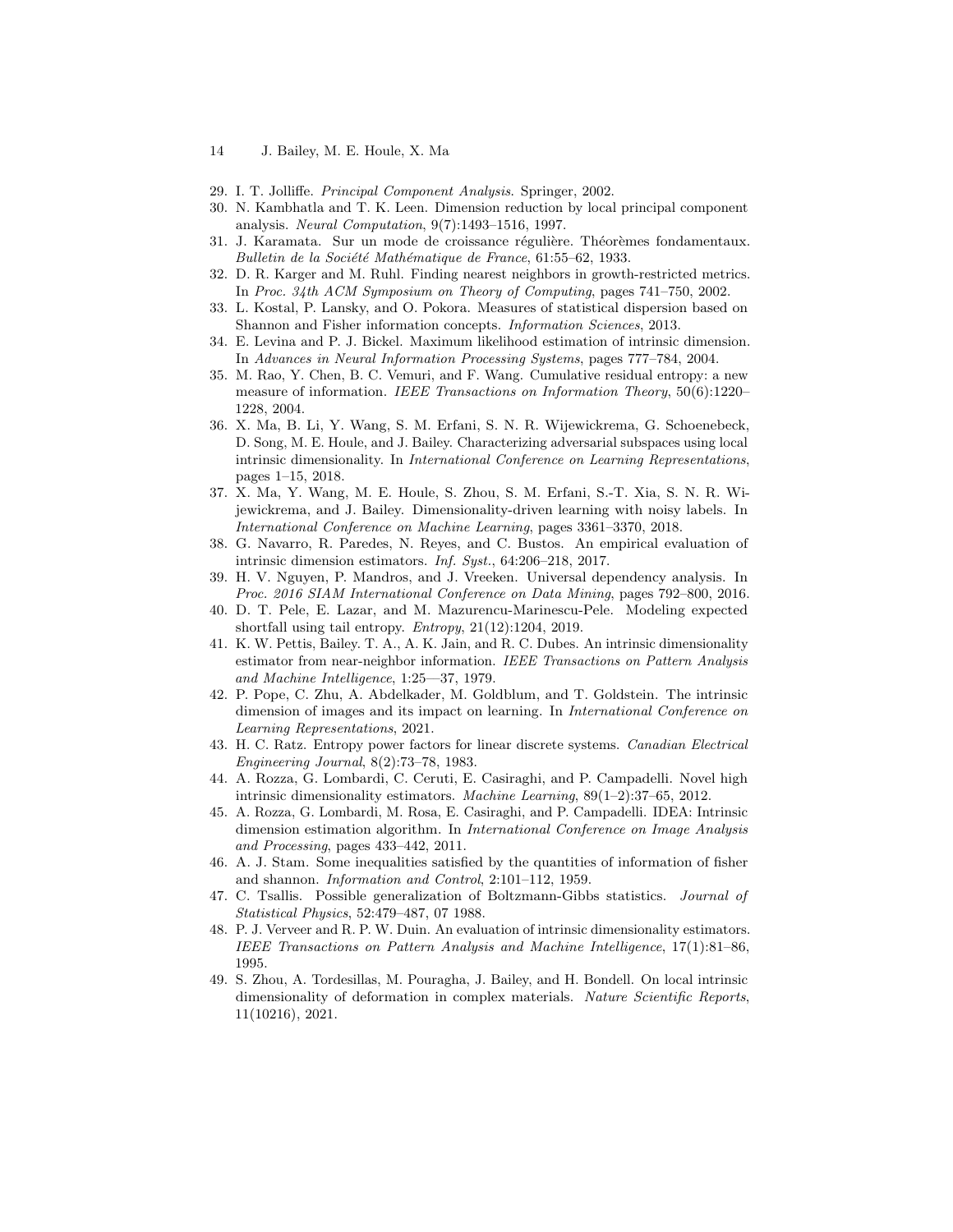29. I. T. Jolliffe. *Principal Component Analysis*. Springer, 2002.
30. N. Kambhatla and T. K. Leen. Dimension reduction by local principal component analysis. *Neural Computation*, 9(7):1493–1516, 1997.
31. J. Karamata. Sur un mode de croissance régulière. Théorèmes fondamentaux. *Bulletin de la Société Mathématique de France*, 61:55–62, 1933.
32. D. R. Karger and M. Ruhl. Finding nearest neighbors in growth-restricted metrics. In *Proc. 34th ACM Symposium on Theory of Computing*, pages 741–750, 2002.
33. L. Kostal, P. Lansky, and O. Pokora. Measures of statistical dispersion based on Shannon and Fisher information concepts. *Information Sciences*, 2013.
34. E. Levina and P. J. Bickel. Maximum likelihood estimation of intrinsic dimension. In *Advances in Neural Information Processing Systems*, pages 777–784, 2004.
35. M. Rao, Y. Chen, B. C. Vemuri, and F. Wang. Cumulative residual entropy: a new measure of information. *IEEE Transactions on Information Theory*, 50(6):1220–1228, 2004.
36. X. Ma, B. Li, Y. Wang, S. M. Erfani, S. N. R. Wijewickrema, G. Schoenebeck, D. Song, M. E. Houle, and J. Bailey. Characterizing adversarial subspaces using local intrinsic dimensionality. In *International Conference on Learning Representations*, pages 1–15, 2018.
37. X. Ma, Y. Wang, M. E. Houle, S. Zhou, S. M. Erfani, S.-T. Xia, S. N. R. Wijewickrema, and J. Bailey. Dimensionality-driven learning with noisy labels. In *International Conference on Machine Learning*, pages 3361–3370, 2018.
38. G. Navarro, R. Paredes, N. Reyes, and C. Bustos. An empirical evaluation of intrinsic dimension estimators. *Inf. Syst.*, 64:206–218, 2017.
39. H. V. Nguyen, P. Mandros, and J. Vreeken. Universal dependency analysis. In *Proc. 2016 SIAM International Conference on Data Mining*, pages 792–800, 2016.
40. D. T. Pele, E. Lazar, and M. Mazurencu-Marinescu-Pele. Modeling expected shortfall using tail entropy. *Entropy*, 21(12):1204, 2019.
41. K. W. Pettis, Bailey. T. A., A. K. Jain, and R. C. Dubes. An intrinsic dimensionality estimator from near-neighbor information. *IEEE Transactions on Pattern Analysis and Machine Intelligence*, 1:25—37, 1979.
42. P. Pope, C. Zhu, A. Abdelkader, M. Goldblum, and T. Goldstein. The intrinsic dimension of images and its impact on learning. In *International Conference on Learning Representations*, 2021.
43. H. C. Ratz. Entropy power factors for linear discrete systems. *Canadian Electrical Engineering Journal*, 8(2):73–78, 1983.
44. A. Rozza, G. Lombardi, C. Ceruti, E. Casiraghi, and P. Campadelli. Novel high intrinsic dimensionality estimators. *Machine Learning*, 89(1–2):37–65, 2012.
45. A. Rozza, G. Lombardi, M. Rosa, E. Casiraghi, and P. Campadelli. IDEA: Intrinsic dimension estimation algorithm. In *International Conference on Image Analysis and Processing*, pages 433–442, 2011.
46. A. J. Stam. Some inequalities satisfied by the quantities of information of fisher and shannon. *Information and Control*, 2:101–112, 1959.
47. C. Tsallis. Possible generalization of Boltzmann-Gibbs statistics. *Journal of Statistical Physics*, 52:479–487, 07 1988.
48. P. J. Verveer and R. P. W. Duin. An evaluation of intrinsic dimensionality estimators. *IEEE Transactions on Pattern Analysis and Machine Intelligence*, 17(1):81–86, 1995.
49. S. Zhou, A. Tordesillas, M. Pouragha, J. Bailey, and H. Bondell. On local intrinsic dimensionality of deformation in complex materials. *Nature Scientific Reports*, 11(10216), 2021.